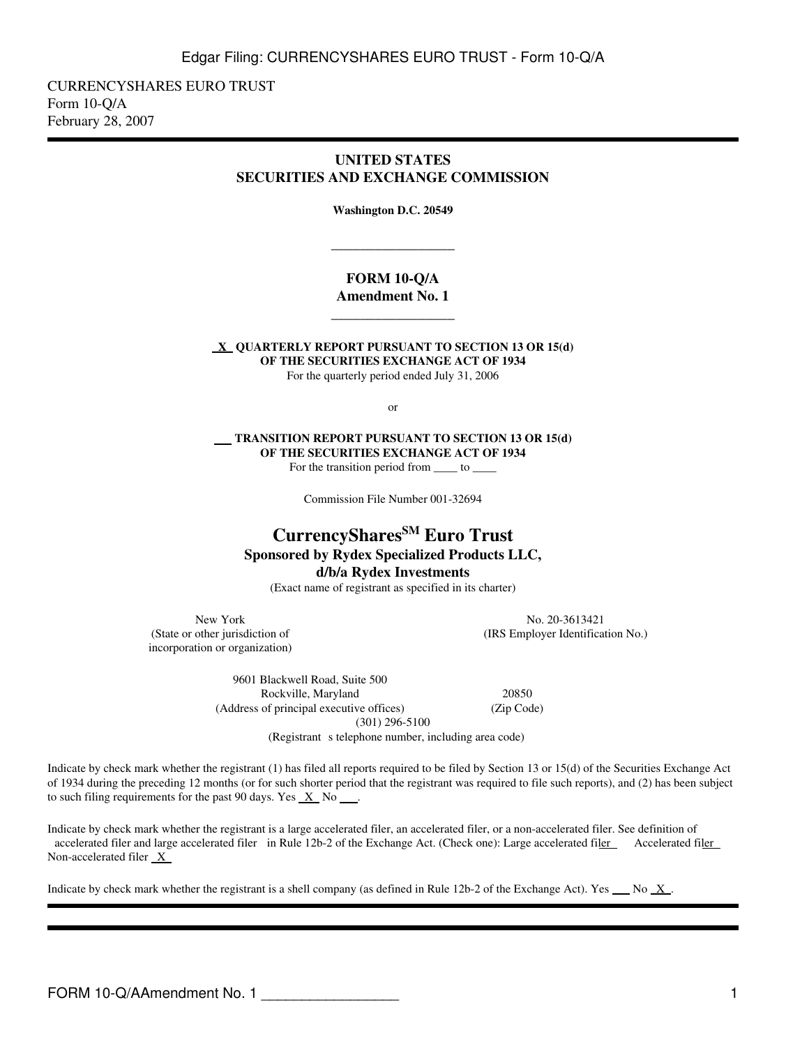CURRENCYSHARES EURO TRUST
Form 10-Q/A
February 28, 2007

# UNITED STATES
# SECURITIES AND EXCHANGE COMMISSION

**Washington D.C. 20549**

\_\_\_\_\_\_\_\_\_\_\_\_\_\_\_\_\_\_

## FORM 10-Q/A
## Amendment No. 1

\_\_\_\_\_\_\_\_\_\_\_\_\_\_\_\_\_\_

**\_X\_ QUARTERLY REPORT PURSUANT TO SECTION 13 OR 15(d) OF THE SECURITIES EXCHANGE ACT OF 1934**
For the quarterly period ended July 31, 2006

or

**\_\_\_ TRANSITION REPORT PURSUANT TO SECTION 13 OR 15(d) OF THE SECURITIES EXCHANGE ACT OF 1934**
For the transition period from \_\_\_\_ to \_\_\_\_

Commission File Number 001-32694

# CurrencyShares[SM] Euro Trust

**Sponsored by Rydex Specialized Products LLC,**
**d/b/a Rydex Investments**
(Exact name of registrant as specified in its charter)

| New York (State or other jurisdiction of incorporation or organization) | No. 20-3613421 (IRS Employer Identification No.) |
|---|---|

9601 Blackwell Road, Suite 500
Rockville, Maryland 20850
(Address of principal executive offices) (Zip Code)
(301) 296-5100
(Registrant s telephone number, including area code)

Indicate by check mark whether the registrant (1) has filed all reports required to be filed by Section 13 or 15(d) of the Securities Exchange Act of 1934 during the preceding 12 months (or for such shorter period that the registrant was required to file such reports), and (2) has been subject to such filing requirements for the past 90 days. Yes \_X\_ No \_\_\_.

Indicate by check mark whether the registrant is a large accelerated filer, an accelerated filer, or a non-accelerated filer. See definition of accelerated filer and large accelerated filer in Rule 12b-2 of the Exchange Act. (Check one): Large accelerated filer \_\_ Accelerated filer \_\_ Non-accelerated filer \_X\_

Indicate by check mark whether the registrant is a shell company (as defined in Rule 12b-2 of the Exchange Act). Yes \_\_\_ No \_X\_.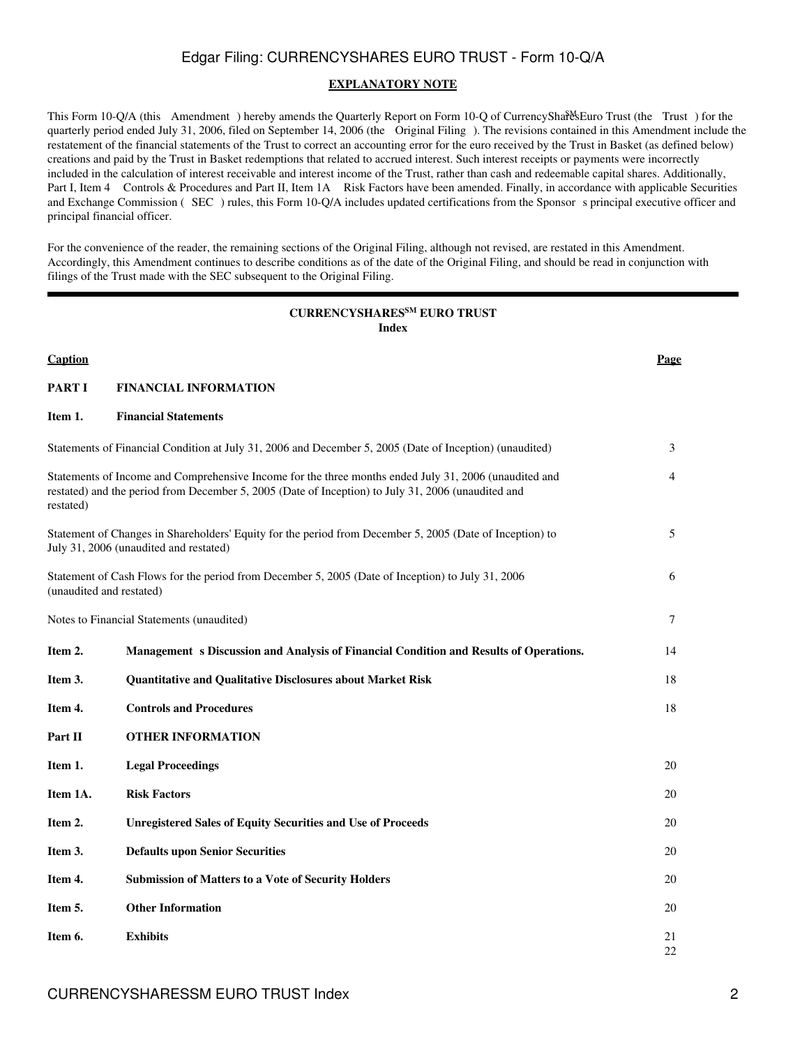**EXPLANATORY NOTE**

This Form 10-Q/A (this Amendment ) hereby amends the Quarterly Report on Form 10-Q of CurrencyShares[SM] Euro Trust (the Trust ) for the quarterly period ended July 31, 2006, filed on September 14, 2006 (the Original Filing ). The revisions contained in this Amendment include the restatement of the financial statements of the Trust to correct an accounting error for the euro received by the Trust in Basket (as defined below) creations and paid by the Trust in Basket redemptions that related to accrued interest. Such interest receipts or payments were incorrectly included in the calculation of interest receivable and interest income of the Trust, rather than cash and redeemable capital shares. Additionally, Part I, Item 4 Controls & Procedures and Part II, Item 1A Risk Factors have been amended. Finally, in accordance with applicable Securities and Exchange Commission ( SEC ) rules, this Form 10-Q/A includes updated certifications from the Sponsor s principal executive officer and principal financial officer.

For the convenience of the reader, the remaining sections of the Original Filing, although not revised, are restated in this Amendment. Accordingly, this Amendment continues to describe conditions as of the date of the Original Filing, and should be read in conjunction with filings of the Trust made with the SEC subsequent to the Original Filing.

---

**CURRENCYSHARES[SM] EURO TRUST**
**Index**

| **Caption** | | **Page** |
|---|---|---|
| **PART I** | **FINANCIAL INFORMATION** | |
| **Item 1.** | **Financial Statements** | |
| Statements of Financial Condition at July 31, 2006 and December 5, 2005 (Date of Inception) (unaudited) | | 3 |
| Statements of Income and Comprehensive Income for the three months ended July 31, 2006 (unaudited and restated) and the period from December 5, 2005 (Date of Inception) to July 31, 2006 (unaudited and restated) | | 4 |
| Statement of Changes in Shareholders' Equity for the period from December 5, 2005 (Date of Inception) to July 31, 2006 (unaudited and restated) | | 5 |
| Statement of Cash Flows for the period from December 5, 2005 (Date of Inception) to July 31, 2006 (unaudited and restated) | | 6 |
| Notes to Financial Statements (unaudited) | | 7 |
| **Item 2.** | **Management s Discussion and Analysis of Financial Condition and Results of Operations.** | 14 |
| **Item 3.** | **Quantitative and Qualitative Disclosures about Market Risk** | 18 |
| **Item 4.** | **Controls and Procedures** | 18 |
| **Part II** | **OTHER INFORMATION** | |
| **Item 1.** | **Legal Proceedings** | 20 |
| **Item 1A.** | **Risk Factors** | 20 |
| **Item 2.** | **Unregistered Sales of Equity Securities and Use of Proceeds** | 20 |
| **Item 3.** | **Defaults upon Senior Securities** | 20 |
| **Item 4.** | **Submission of Matters to a Vote of Security Holders** | 20 |
| **Item 5.** | **Other Information** | 20 |
| **Item 6.** | **Exhibits** | 21 |
| | | 22 |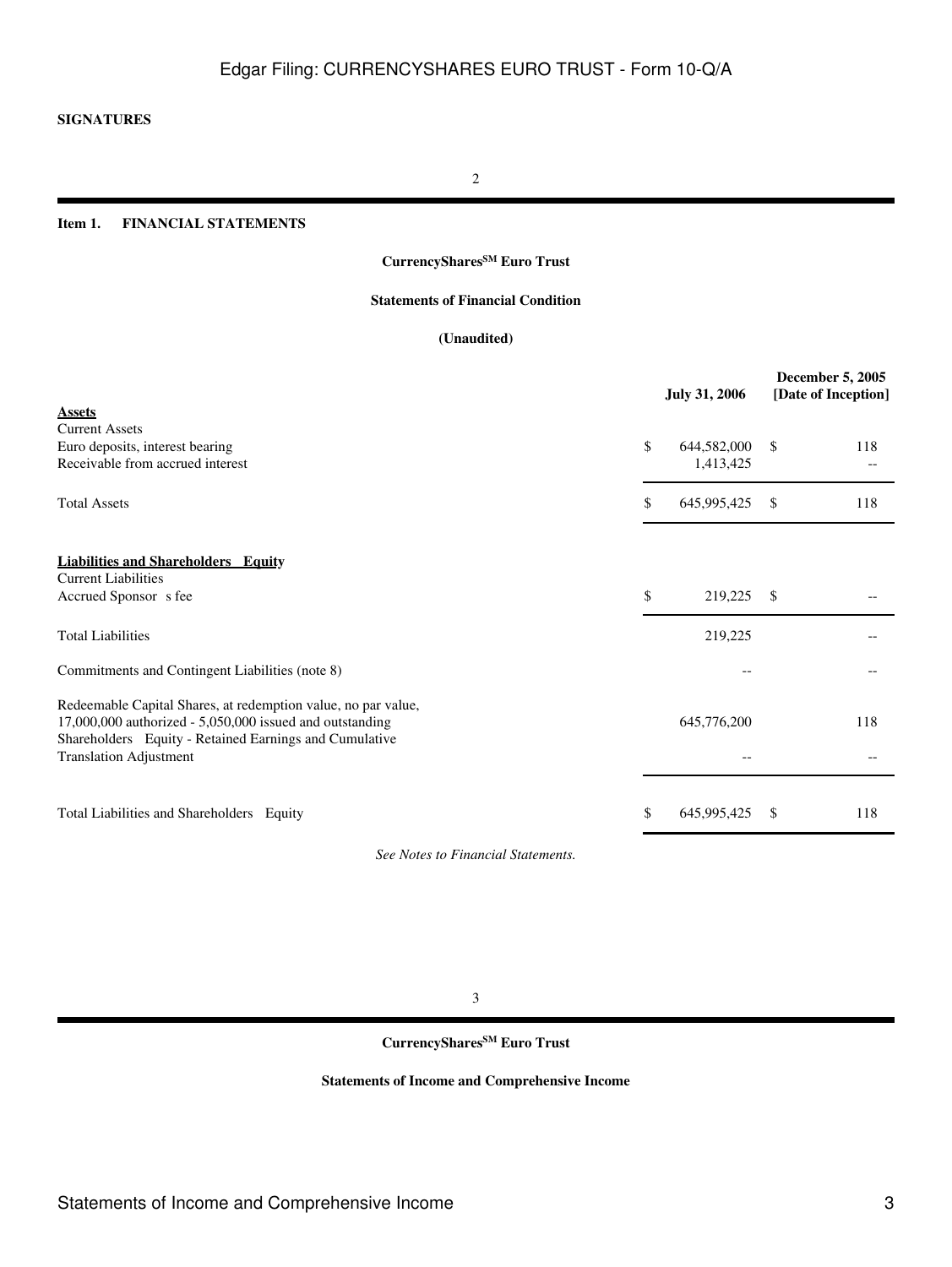**SIGNATURES**

## Item 1. FINANCIAL STATEMENTS

### CurrencyShares[SM] Euro Trust

### Statements of Financial Condition

### (Unaudited)

| | July 31, 2006 | December 5, 2005 [Date of Inception] |
|---|---|---|
| **Assets** | | |
| Current Assets | | |
| Euro deposits, interest bearing | $ 644,582,000 | $ 118 |
| Receivable from accrued interest | 1,413,425 | -- |
| Total Assets | $ 645,995,425 | $ 118 |
| **Liabilities and Shareholders Equity** | | |
| Current Liabilities | | |
| Accrued Sponsor s fee | $ 219,225 | $ -- |
| Total Liabilities | 219,225 | -- |
| Commitments and Contingent Liabilities (note 8) | -- | -- |
| Redeemable Capital Shares, at redemption value, no par value, 17,000,000 authorized - 5,050,000 issued and outstanding | 645,776,200 | 118 |
| Shareholders Equity - Retained Earnings and Cumulative Translation Adjustment | -- | -- |
| Total Liabilities and Shareholders Equity | $ 645,995,425 | $ 118 |

*See Notes to Financial Statements.*

### CurrencyShares[SM] Euro Trust

### Statements of Income and Comprehensive Income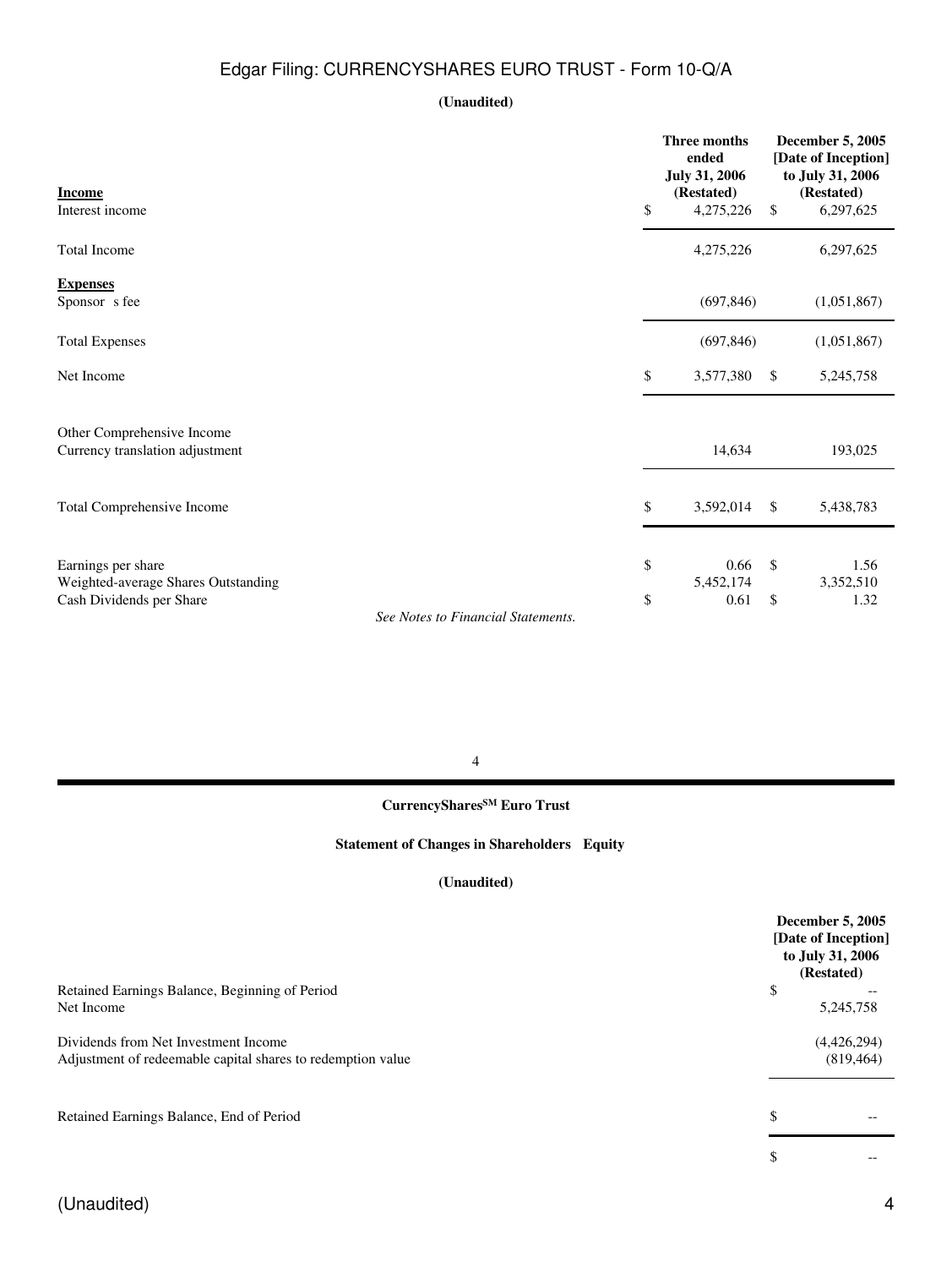**(Unaudited)**

| **Income** | Three months ended July 31, 2006 (Restated) | December 5, 2005 [Date of Inception] to July 31, 2006 (Restated) |
|---|---|---|
| Interest income | $ 4,275,226 | $ 6,297,625 |
| Total Income | 4,275,226 | 6,297,625 |
| **Expenses** | | |
| Sponsor s fee | (697,846) | (1,051,867) |
| Total Expenses | (697,846) | (1,051,867) |
| Net Income | $ 3,577,380 | $ 5,245,758 |
| Other Comprehensive Income | | |
| Currency translation adjustment | 14,634 | 193,025 |
| Total Comprehensive Income | $ 3,592,014 | $ 5,438,783 |
| Earnings per share | $ 0.66 | $ 1.56 |
| Weighted-average Shares Outstanding | 5,452,174 | 3,352,510 |
| Cash Dividends per Share | $ 0.61 | $ 1.32 |

*See Notes to Financial Statements.*

**CurrencyShares[SM] Euro Trust**

**Statement of Changes in Shareholders Equity**

**(Unaudited)**

| | December 5, 2005 [Date of Inception] to July 31, 2006 (Restated) |
|---|---|
| Retained Earnings Balance, Beginning of Period | $ -- |
| Net Income | 5,245,758 |
| Dividends from Net Investment Income | (4,426,294) |
| Adjustment of redeemable capital shares to redemption value | (819,464) |
| Retained Earnings Balance, End of Period | $ -- |
| | $ -- |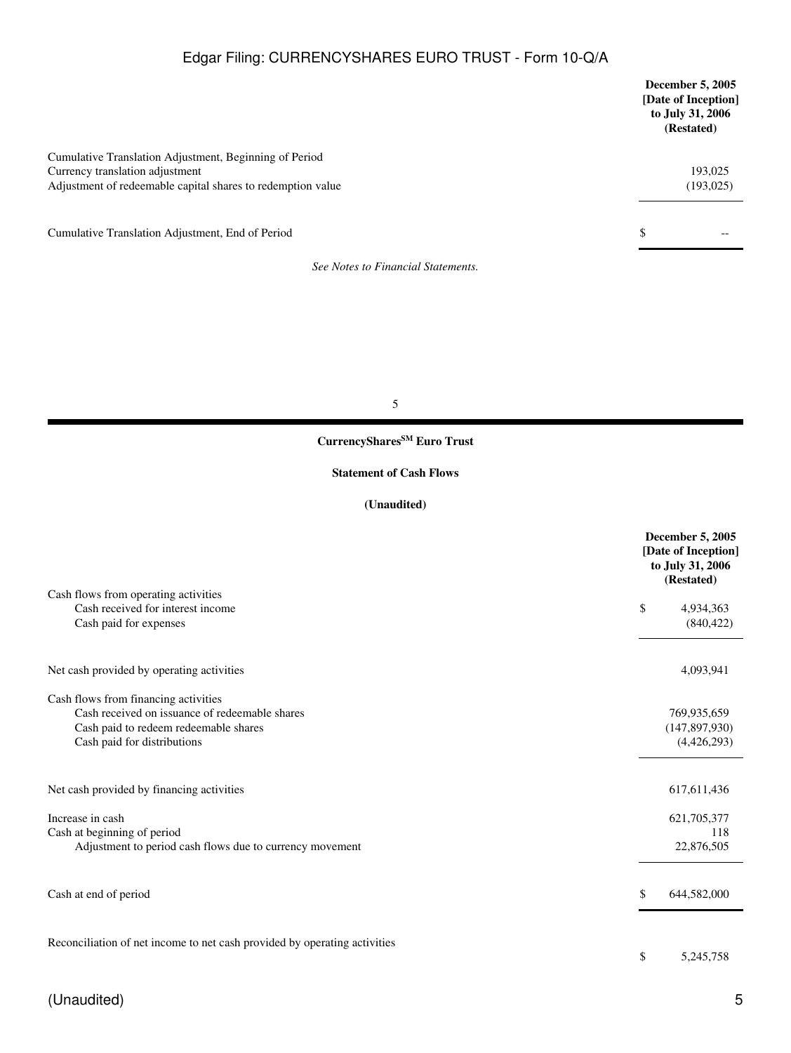| | December 5, 2005 [Date of Inception] to July 31, 2006 (Restated) |
|---|---|
| Cumulative Translation Adjustment, Beginning of Period | |
| Currency translation adjustment | 193,025 |
| Adjustment of redeemable capital shares to redemption value | (193,025) |
| Cumulative Translation Adjustment, End of Period | $ -- |

*See Notes to Financial Statements.*

**CurrencySharesSM Euro Trust**

**Statement of Cash Flows**

**(Unaudited)**

| | December 5, 2005 [Date of Inception] to July 31, 2006 (Restated) |
|---|---|
| Cash flows from operating activities | |
| Cash received for interest income | $ 4,934,363 |
| Cash paid for expenses | (840,422) |
| Net cash provided by operating activities | 4,093,941 |
| Cash flows from financing activities | |
| Cash received on issuance of redeemable shares | 769,935,659 |
| Cash paid to redeem redeemable shares | (147,897,930) |
| Cash paid for distributions | (4,426,293) |
| Net cash provided by financing activities | 617,611,436 |
| Increase in cash | 621,705,377 |
| Cash at beginning of period | 118 |
| Adjustment to period cash flows due to currency movement | 22,876,505 |
| Cash at end of period | $ 644,582,000 |
| Reconciliation of net income to net cash provided by operating activities | $ 5,245,758 |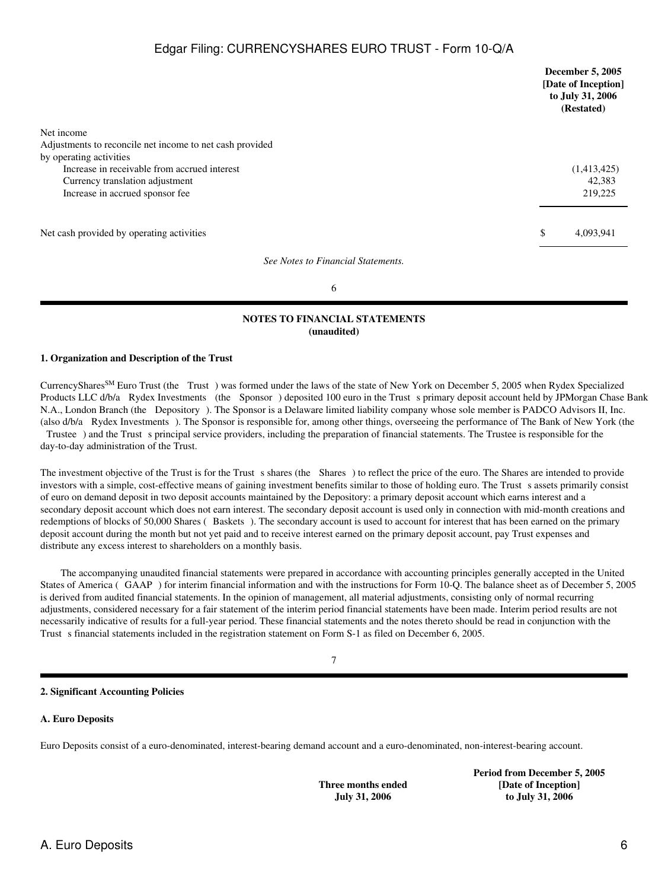| | December 5, 2005 [Date of Inception] to July 31, 2006 (Restated) |
|---|---|
| Net income | |
| Adjustments to reconcile net income to net cash provided by operating activities | |
| Increase in receivable from accrued interest | (1,413,425) |
| Currency translation adjustment | 42,383 |
| Increase in accrued sponsor fee | 219,225 |
| Net cash provided by operating activities | $ 4,093,941 |

*See Notes to Financial Statements.*

## NOTES TO FINANCIAL STATEMENTS
**(unaudited)**

### 1. Organization and Description of the Trust

CurrencyShares[SM] Euro Trust (the Trust) was formed under the laws of the state of New York on December 5, 2005 when Rydex Specialized Products LLC d/b/a Rydex Investments (the Sponsor) deposited 100 euro in the Trust s primary deposit account held by JPMorgan Chase Bank N.A., London Branch (the Depository). The Sponsor is a Delaware limited liability company whose sole member is PADCO Advisors II, Inc. (also d/b/a Rydex Investments). The Sponsor is responsible for, among other things, overseeing the performance of The Bank of New York (the Trustee) and the Trust s principal service providers, including the preparation of financial statements. The Trustee is responsible for the day-to-day administration of the Trust.

The investment objective of the Trust is for the Trust s shares (the Shares) to reflect the price of the euro. The Shares are intended to provide investors with a simple, cost-effective means of gaining investment benefits similar to those of holding euro. The Trust s assets primarily consist of euro on demand deposit in two deposit accounts maintained by the Depository: a primary deposit account which earns interest and a secondary deposit account which does not earn interest. The secondary deposit account is used only in connection with mid-month creations and redemptions of blocks of 50,000 Shares (Baskets). The secondary account is used to account for interest that has been earned on the primary deposit account during the month but not yet paid and to receive interest earned on the primary deposit account, pay Trust expenses and distribute any excess interest to shareholders on a monthly basis.

The accompanying unaudited financial statements were prepared in accordance with accounting principles generally accepted in the United States of America (GAAP) for interim financial information and with the instructions for Form 10-Q. The balance sheet as of December 5, 2005 is derived from audited financial statements. In the opinion of management, all material adjustments, consisting only of normal recurring adjustments, considered necessary for a fair statement of the interim period financial statements have been made. Interim period results are not necessarily indicative of results for a full-year period. These financial statements and the notes thereto should be read in conjunction with the Trust s financial statements included in the registration statement on Form S-1 as filed on December 6, 2005.

### 2. Significant Accounting Policies

#### A. Euro Deposits

Euro Deposits consist of a euro-denominated, interest-bearing demand account and a euro-denominated, non-interest-bearing account.

| | Three months ended July 31, 2006 | Period from December 5, 2005 [Date of Inception] to July 31, 2006 |
|---|---|---|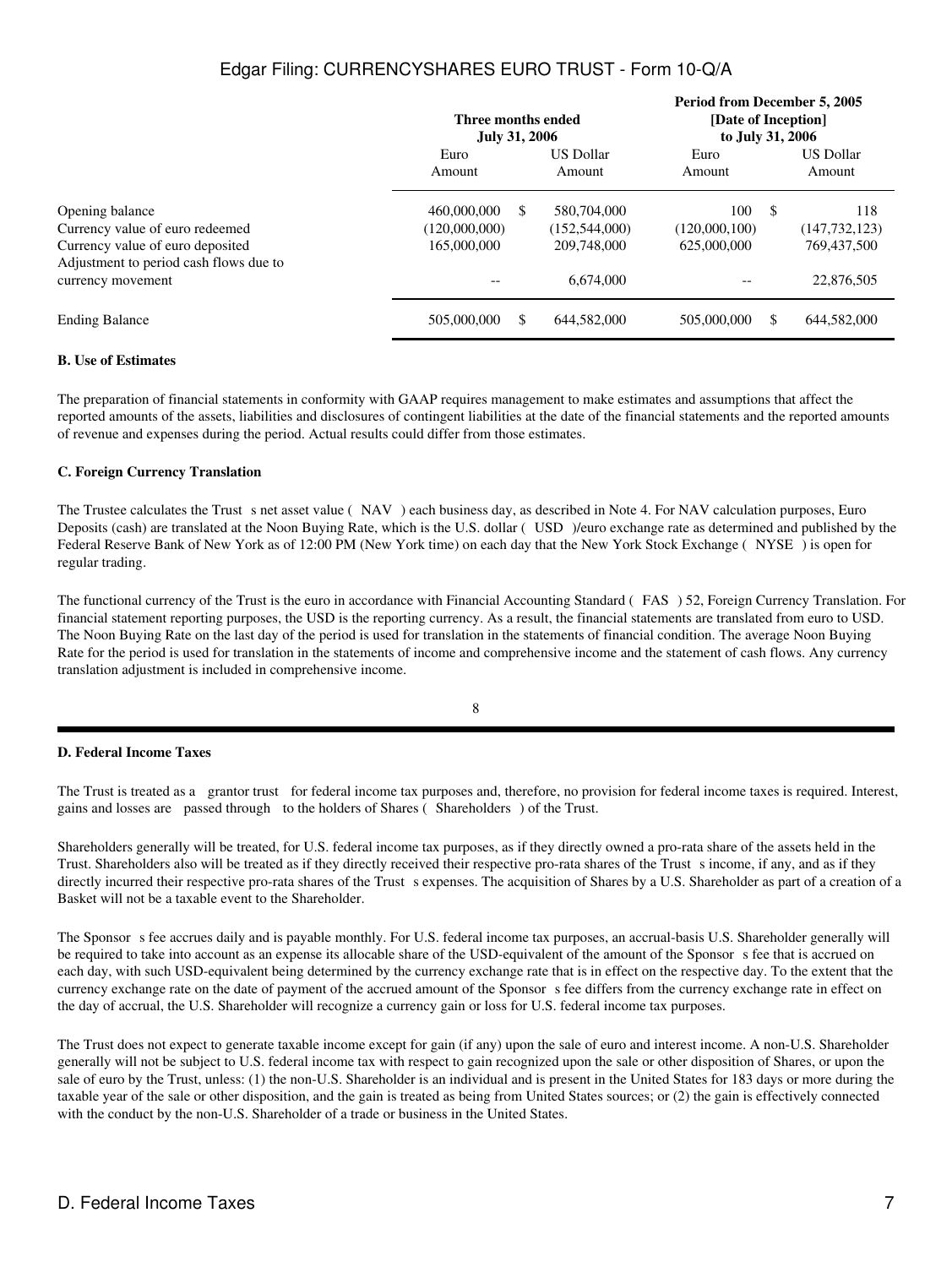| | Three months ended July 31, 2006 | | Period from December 5, 2005 [Date of Inception] to July 31, 2006 | |
|---|---|---|---|---|
| | Euro Amount | US Dollar Amount | Euro Amount | US Dollar Amount |
| Opening balance | 460,000,000 | $ 580,704,000 | 100 | $ 118 |
| Currency value of euro redeemed | (120,000,000) | (152,544,000) | (120,000,100) | (147,732,123) |
| Currency value of euro deposited | 165,000,000 | 209,748,000 | 625,000,000 | 769,437,500 |
| Adjustment to period cash flows due to currency movement | -- | 6,674,000 | -- | 22,876,505 |
| Ending Balance | 505,000,000 | $ 644,582,000 | 505,000,000 | $ 644,582,000 |

**B. Use of Estimates**

The preparation of financial statements in conformity with GAAP requires management to make estimates and assumptions that affect the reported amounts of the assets, liabilities and disclosures of contingent liabilities at the date of the financial statements and the reported amounts of revenue and expenses during the period. Actual results could differ from those estimates.

**C. Foreign Currency Translation**

The Trustee calculates the Trust s net asset value ( NAV ) each business day, as described in Note 4. For NAV calculation purposes, Euro Deposits (cash) are translated at the Noon Buying Rate, which is the U.S. dollar ( USD )/euro exchange rate as determined and published by the Federal Reserve Bank of New York as of 12:00 PM (New York time) on each day that the New York Stock Exchange ( NYSE ) is open for regular trading.

The functional currency of the Trust is the euro in accordance with Financial Accounting Standard ( FAS ) 52, Foreign Currency Translation. For financial statement reporting purposes, the USD is the reporting currency. As a result, the financial statements are translated from euro to USD. The Noon Buying Rate on the last day of the period is used for translation in the statements of financial condition. The average Noon Buying Rate for the period is used for translation in the statements of income and comprehensive income and the statement of cash flows. Any currency translation adjustment is included in comprehensive income.

**D. Federal Income Taxes**

The Trust is treated as a grantor trust for federal income tax purposes and, therefore, no provision for federal income taxes is required. Interest, gains and losses are passed through to the holders of Shares ( Shareholders ) of the Trust.

Shareholders generally will be treated, for U.S. federal income tax purposes, as if they directly owned a pro-rata share of the assets held in the Trust. Shareholders also will be treated as if they directly received their respective pro-rata shares of the Trust s income, if any, and as if they directly incurred their respective pro-rata shares of the Trust s expenses. The acquisition of Shares by a U.S. Shareholder as part of a creation of a Basket will not be a taxable event to the Shareholder.

The Sponsor s fee accrues daily and is payable monthly. For U.S. federal income tax purposes, an accrual-basis U.S. Shareholder generally will be required to take into account as an expense its allocable share of the USD-equivalent of the amount of the Sponsor s fee that is accrued on each day, with such USD-equivalent being determined by the currency exchange rate that is in effect on the respective day. To the extent that the currency exchange rate on the date of payment of the accrued amount of the Sponsor s fee differs from the currency exchange rate in effect on the day of accrual, the U.S. Shareholder will recognize a currency gain or loss for U.S. federal income tax purposes.

The Trust does not expect to generate taxable income except for gain (if any) upon the sale of euro and interest income. A non-U.S. Shareholder generally will not be subject to U.S. federal income tax with respect to gain recognized upon the sale or other disposition of Shares, or upon the sale of euro by the Trust, unless: (1) the non-U.S. Shareholder is an individual and is present in the United States for 183 days or more during the taxable year of the sale or other disposition, and the gain is treated as being from United States sources; or (2) the gain is effectively connected with the conduct by the non-U.S. Shareholder of a trade or business in the United States.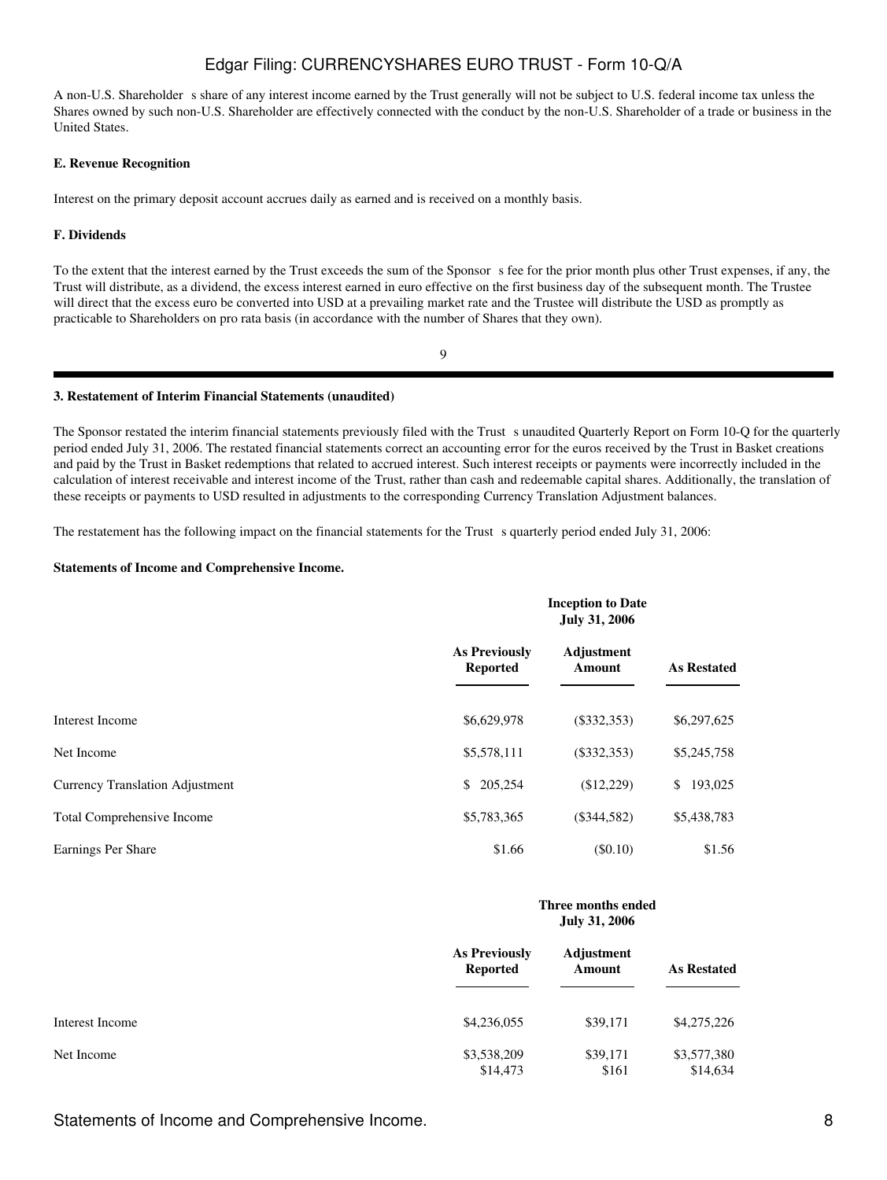A non-U.S. Shareholder s share of any interest income earned by the Trust generally will not be subject to U.S. federal income tax unless the Shares owned by such non-U.S. Shareholder are effectively connected with the conduct by the non-U.S. Shareholder of a trade or business in the United States.

**E. Revenue Recognition**

Interest on the primary deposit account accrues daily as earned and is received on a monthly basis.

**F. Dividends**

To the extent that the interest earned by the Trust exceeds the sum of the Sponsor s fee for the prior month plus other Trust expenses, if any, the Trust will distribute, as a dividend, the excess interest earned in euro effective on the first business day of the subsequent month. The Trustee will direct that the excess euro be converted into USD at a prevailing market rate and the Trustee will distribute the USD as promptly as practicable to Shareholders on pro rata basis (in accordance with the number of Shares that they own).

**3. Restatement of Interim Financial Statements (unaudited)**

The Sponsor restated the interim financial statements previously filed with the Trust s unaudited Quarterly Report on Form 10-Q for the quarterly period ended July 31, 2006. The restated financial statements correct an accounting error for the euros received by the Trust in Basket creations and paid by the Trust in Basket redemptions that related to accrued interest. Such interest receipts or payments were incorrectly included in the calculation of interest receivable and interest income of the Trust, rather than cash and redeemable capital shares. Additionally, the translation of these receipts or payments to USD resulted in adjustments to the corresponding Currency Translation Adjustment balances.

The restatement has the following impact on the financial statements for the Trust s quarterly period ended July 31, 2006:

**Statements of Income and Comprehensive Income.**

| | Inception to Date July 31, 2006 | | |
|---|---|---|---|
| | **As Previously Reported** | **Adjustment Amount** | **As Restated** |
| Interest Income | $6,629,978 | ($332,353) | $6,297,625 |
| Net Income | $5,578,111 | ($332,353) | $5,245,758 |
| Currency Translation Adjustment | $ 205,254 | ($12,229) | $ 193,025 |
| Total Comprehensive Income | $5,783,365 | ($344,582) | $5,438,783 |
| Earnings Per Share | $1.66 | ($0.10) | $1.56 |

| | Three months ended July 31, 2006 | | |
|---|---|---|---|
| | **As Previously Reported** | **Adjustment Amount** | **As Restated** |
| Interest Income | $4,236,055 | $39,171 | $4,275,226 |
| Net Income | $3,538,209 | $39,171 | $3,577,380 |
| | $14,473 | $161 | $14,634 |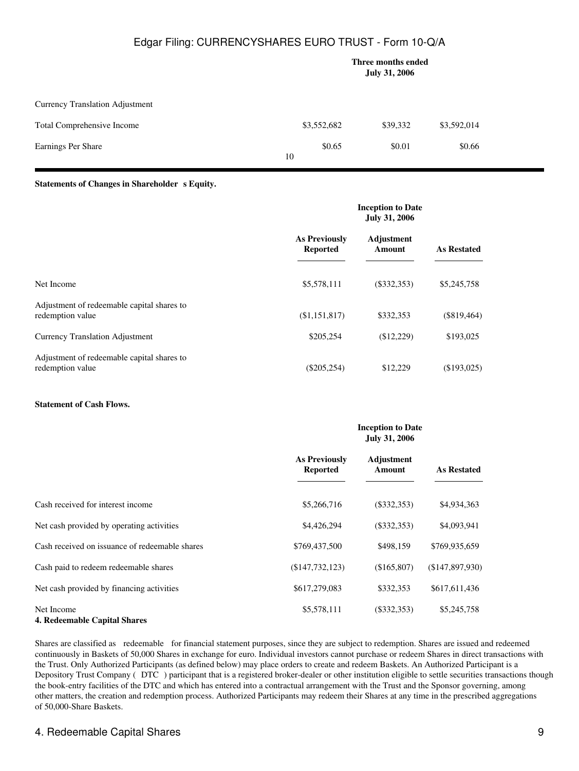| | Three months ended July 31, 2006 | | |
|---|---|---|---|
| Currency Translation Adjustment | | | |
| Total Comprehensive Income | $3,552,682 | $39,332 | $3,592,014 |
| Earnings Per Share | $0.65 | $0.01 | $0.66 |

**Statements of Changes in Shareholder s Equity.**

| | Inception to Date July 31, 2006 | | |
|---|---|---|---|
| | As Previously Reported | Adjustment Amount | As Restated |
| Net Income | $5,578,111 | ($332,353) | $5,245,758 |
| Adjustment of redeemable capital shares to redemption value | ($1,151,817) | $332,353 | ($819,464) |
| Currency Translation Adjustment | $205,254 | ($12,229) | $193,025 |
| Adjustment of redeemable capital shares to redemption value | ($205,254) | $12,229 | ($193,025) |

**Statement of Cash Flows.**

| | Inception to Date July 31, 2006 | | |
|---|---|---|---|
| | As Previously Reported | Adjustment Amount | As Restated |
| Cash received for interest income | $5,266,716 | ($332,353) | $4,934,363 |
| Net cash provided by operating activities | $4,426,294 | ($332,353) | $4,093,941 |
| Cash received on issuance of redeemable shares | $769,437,500 | $498,159 | $769,935,659 |
| Cash paid to redeem redeemable shares | ($147,732,123) | ($165,807) | ($147,897,930) |
| Net cash provided by financing activities | $617,279,083 | $332,353 | $617,611,436 |
| Net Income | $5,578,111 | ($332,353) | $5,245,758 |

**4. Redeemable Capital Shares**

Shares are classified as redeemable for financial statement purposes, since they are subject to redemption. Shares are issued and redeemed continuously in Baskets of 50,000 Shares in exchange for euro. Individual investors cannot purchase or redeem Shares in direct transactions with the Trust. Only Authorized Participants (as defined below) may place orders to create and redeem Baskets. An Authorized Participant is a Depository Trust Company ( DTC ) participant that is a registered broker-dealer or other institution eligible to settle securities transactions though the book-entry facilities of the DTC and which has entered into a contractual arrangement with the Trust and the Sponsor governing, among other matters, the creation and redemption process. Authorized Participants may redeem their Shares at any time in the prescribed aggregations of 50,000-Share Baskets.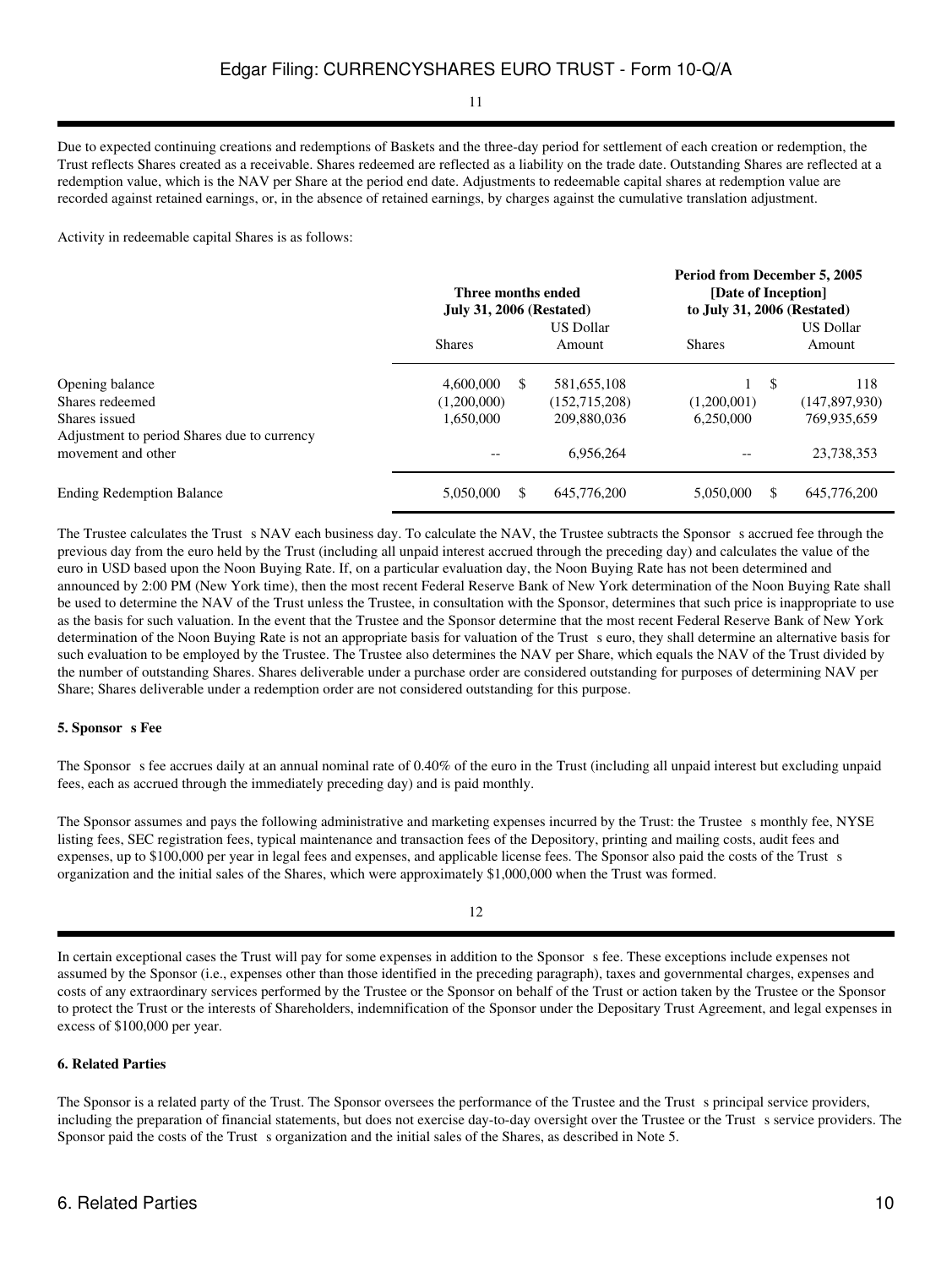Due to expected continuing creations and redemptions of Baskets and the three-day period for settlement of each creation or redemption, the Trust reflects Shares created as a receivable. Shares redeemed are reflected as a liability on the trade date. Outstanding Shares are reflected at a redemption value, which is the NAV per Share at the period end date. Adjustments to redeemable capital shares at redemption value are recorded against retained earnings, or, in the absence of retained earnings, by charges against the cumulative translation adjustment.

Activity in redeemable capital Shares is as follows:

| | Three months ended July 31, 2006 (Restated) | | Period from December 5, 2005 [Date of Inception] to July 31, 2006 (Restated) | |
|---|---|---|---|---|
| | Shares | US Dollar Amount | Shares | US Dollar Amount |
| Opening balance | 4,600,000 | $ 581,655,108 | 1 | $ 118 |
| Shares redeemed | (1,200,000) | (152,715,208) | (1,200,001) | (147,897,930) |
| Shares issued | 1,650,000 | 209,880,036 | 6,250,000 | 769,935,659 |
| Adjustment to period Shares due to currency movement and other | -- | 6,956,264 | -- | 23,738,353 |
| Ending Redemption Balance | 5,050,000 | $ 645,776,200 | 5,050,000 | $ 645,776,200 |

The Trustee calculates the Trust s NAV each business day. To calculate the NAV, the Trustee subtracts the Sponsor s accrued fee through the previous day from the euro held by the Trust (including all unpaid interest accrued through the preceding day) and calculates the value of the euro in USD based upon the Noon Buying Rate. If, on a particular evaluation day, the Noon Buying Rate has not been determined and announced by 2:00 PM (New York time), then the most recent Federal Reserve Bank of New York determination of the Noon Buying Rate shall be used to determine the NAV of the Trust unless the Trustee, in consultation with the Sponsor, determines that such price is inappropriate to use as the basis for such valuation. In the event that the Trustee and the Sponsor determine that the most recent Federal Reserve Bank of New York determination of the Noon Buying Rate is not an appropriate basis for valuation of the Trust s euro, they shall determine an alternative basis for such evaluation to be employed by the Trustee. The Trustee also determines the NAV per Share, which equals the NAV of the Trust divided by the number of outstanding Shares. Shares deliverable under a purchase order are considered outstanding for purposes of determining NAV per Share; Shares deliverable under a redemption order are not considered outstanding for this purpose.

**5. Sponsor s Fee**

The Sponsor s fee accrues daily at an annual nominal rate of 0.40% of the euro in the Trust (including all unpaid interest but excluding unpaid fees, each as accrued through the immediately preceding day) and is paid monthly.

The Sponsor assumes and pays the following administrative and marketing expenses incurred by the Trust: the Trustee s monthly fee, NYSE listing fees, SEC registration fees, typical maintenance and transaction fees of the Depository, printing and mailing costs, audit fees and expenses, up to $100,000 per year in legal fees and expenses, and applicable license fees. The Sponsor also paid the costs of the Trust s organization and the initial sales of the Shares, which were approximately $1,000,000 when the Trust was formed.

In certain exceptional cases the Trust will pay for some expenses in addition to the Sponsor s fee. These exceptions include expenses not assumed by the Sponsor (i.e., expenses other than those identified in the preceding paragraph), taxes and governmental charges, expenses and costs of any extraordinary services performed by the Trustee or the Sponsor on behalf of the Trust or action taken by the Trustee or the Sponsor to protect the Trust or the interests of Shareholders, indemnification of the Sponsor under the Depositary Trust Agreement, and legal expenses in excess of $100,000 per year.

**6. Related Parties**

The Sponsor is a related party of the Trust. The Sponsor oversees the performance of the Trustee and the Trust s principal service providers, including the preparation of financial statements, but does not exercise day-to-day oversight over the Trustee or the Trust s service providers. The Sponsor paid the costs of the Trust s organization and the initial sales of the Shares, as described in Note 5.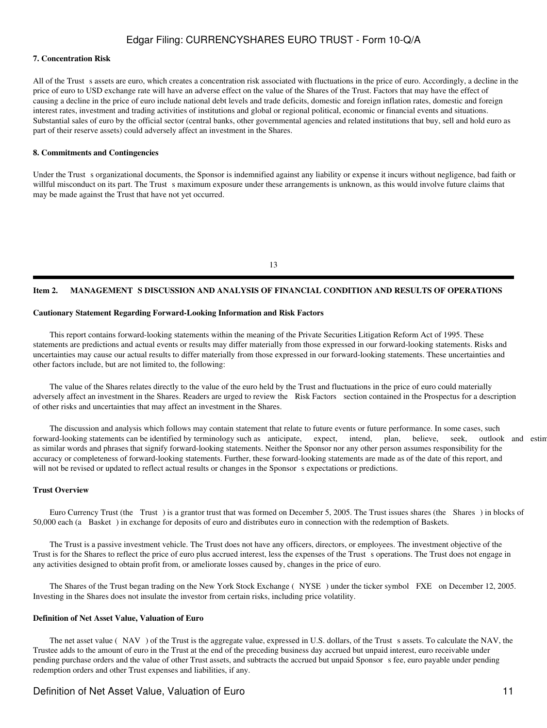**7. Concentration Risk**

All of the Trust s assets are euro, which creates a concentration risk associated with fluctuations in the price of euro. Accordingly, a decline in the price of euro to USD exchange rate will have an adverse effect on the value of the Shares of the Trust. Factors that may have the effect of causing a decline in the price of euro include national debt levels and trade deficits, domestic and foreign inflation rates, domestic and foreign interest rates, investment and trading activities of institutions and global or regional political, economic or financial events and situations. Substantial sales of euro by the official sector (central banks, other governmental agencies and related institutions that buy, sell and hold euro as part of their reserve assets) could adversely affect an investment in the Shares.

**8. Commitments and Contingencies**

Under the Trust s organizational documents, the Sponsor is indemnified against any liability or expense it incurs without negligence, bad faith or willful misconduct on its part. The Trust s maximum exposure under these arrangements is unknown, as this would involve future claims that may be made against the Trust that have not yet occurred.

---

## Item 2. MANAGEMENT S DISCUSSION AND ANALYSIS OF FINANCIAL CONDITION AND RESULTS OF OPERATIONS

**Cautionary Statement Regarding Forward-Looking Information and Risk Factors**

This report contains forward-looking statements within the meaning of the Private Securities Litigation Reform Act of 1995. These statements are predictions and actual events or results may differ materially from those expressed in our forward-looking statements. Risks and uncertainties may cause our actual results to differ materially from those expressed in our forward-looking statements. These uncertainties and other factors include, but are not limited to, the following:

The value of the Shares relates directly to the value of the euro held by the Trust and fluctuations in the price of euro could materially adversely affect an investment in the Shares. Readers are urged to review the Risk Factors section contained in the Prospectus for a description of other risks and uncertainties that may affect an investment in the Shares.

The discussion and analysis which follows may contain statement that relate to future events or future performance. In some cases, such forward-looking statements can be identified by terminology such as anticipate, expect, intend, plan, believe, seek, outlook and estim as similar words and phrases that signify forward-looking statements. Neither the Sponsor nor any other person assumes responsibility for the accuracy or completeness of forward-looking statements. Further, these forward-looking statements are made as of the date of this report, and will not be revised or updated to reflect actual results or changes in the Sponsor s expectations or predictions.

**Trust Overview**

Euro Currency Trust (the Trust ) is a grantor trust that was formed on December 5, 2005. The Trust issues shares (the Shares ) in blocks of 50,000 each (a Basket ) in exchange for deposits of euro and distributes euro in connection with the redemption of Baskets.

The Trust is a passive investment vehicle. The Trust does not have any officers, directors, or employees. The investment objective of the Trust is for the Shares to reflect the price of euro plus accrued interest, less the expenses of the Trust s operations. The Trust does not engage in any activities designed to obtain profit from, or ameliorate losses caused by, changes in the price of euro.

The Shares of the Trust began trading on the New York Stock Exchange ( NYSE ) under the ticker symbol FXE on December 12, 2005. Investing in the Shares does not insulate the investor from certain risks, including price volatility.

**Definition of Net Asset Value, Valuation of Euro**

The net asset value ( NAV ) of the Trust is the aggregate value, expressed in U.S. dollars, of the Trust s assets. To calculate the NAV, the Trustee adds to the amount of euro in the Trust at the end of the preceding business day accrued but unpaid interest, euro receivable under pending purchase orders and the value of other Trust assets, and subtracts the accrued but unpaid Sponsor s fee, euro payable under pending redemption orders and other Trust expenses and liabilities, if any.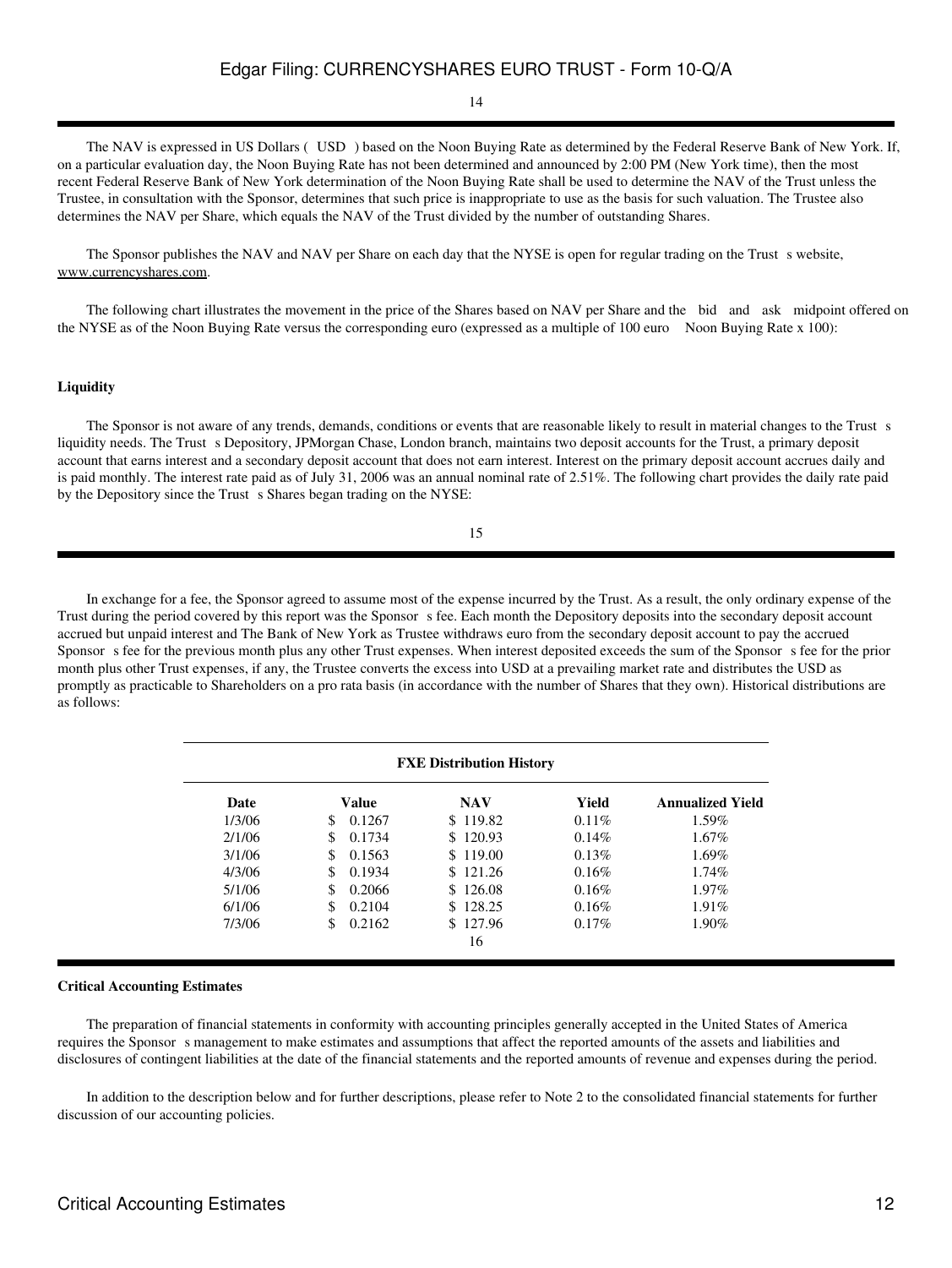The NAV is expressed in US Dollars ( USD ) based on the Noon Buying Rate as determined by the Federal Reserve Bank of New York. If, on a particular evaluation day, the Noon Buying Rate has not been determined and announced by 2:00 PM (New York time), then the most recent Federal Reserve Bank of New York determination of the Noon Buying Rate shall be used to determine the NAV of the Trust unless the Trustee, in consultation with the Sponsor, determines that such price is inappropriate to use as the basis for such valuation. The Trustee also determines the NAV per Share, which equals the NAV of the Trust divided by the number of outstanding Shares.

The Sponsor publishes the NAV and NAV per Share on each day that the NYSE is open for regular trading on the Trust s website, www.currencyshares.com.

The following chart illustrates the movement in the price of the Shares based on NAV per Share and the bid and ask midpoint offered on the NYSE as of the Noon Buying Rate versus the corresponding euro (expressed as a multiple of 100 euro Noon Buying Rate x 100):

**Liquidity**

The Sponsor is not aware of any trends, demands, conditions or events that are reasonable likely to result in material changes to the Trust s liquidity needs. The Trust s Depository, JPMorgan Chase, London branch, maintains two deposit accounts for the Trust, a primary deposit account that earns interest and a secondary deposit account that does not earn interest. Interest on the primary deposit account accrues daily and is paid monthly. The interest rate paid as of July 31, 2006 was an annual nominal rate of 2.51%. The following chart provides the daily rate paid by the Depository since the Trust s Shares began trading on the NYSE:

In exchange for a fee, the Sponsor agreed to assume most of the expense incurred by the Trust. As a result, the only ordinary expense of the Trust during the period covered by this report was the Sponsor s fee. Each month the Depository deposits into the secondary deposit account accrued but unpaid interest and The Bank of New York as Trustee withdraws euro from the secondary deposit account to pay the accrued Sponsor s fee for the previous month plus any other Trust expenses. When interest deposited exceeds the sum of the Sponsor s fee for the prior month plus other Trust expenses, if any, the Trustee converts the excess into USD at a prevailing market rate and distributes the USD as promptly as practicable to Shareholders on a pro rata basis (in accordance with the number of Shares that they own). Historical distributions are as follows:

**FXE Distribution History**

| Date | Value | NAV | Yield | Annualized Yield |
|---|---|---|---|---|
| 1/3/06 | $ 0.1267 | $ 119.82 | 0.11% | 1.59% |
| 2/1/06 | $ 0.1734 | $ 120.93 | 0.14% | 1.67% |
| 3/1/06 | $ 0.1563 | $ 119.00 | 0.13% | 1.69% |
| 4/3/06 | $ 0.1934 | $ 121.26 | 0.16% | 1.74% |
| 5/1/06 | $ 0.2066 | $ 126.08 | 0.16% | 1.97% |
| 6/1/06 | $ 0.2104 | $ 128.25 | 0.16% | 1.91% |
| 7/3/06 | $ 0.2162 | $ 127.96 | 0.17% | 1.90% |

**Critical Accounting Estimates**

The preparation of financial statements in conformity with accounting principles generally accepted in the United States of America requires the Sponsor s management to make estimates and assumptions that affect the reported amounts of the assets and liabilities and disclosures of contingent liabilities at the date of the financial statements and the reported amounts of revenue and expenses during the period.

In addition to the description below and for further descriptions, please refer to Note 2 to the consolidated financial statements for further discussion of our accounting policies.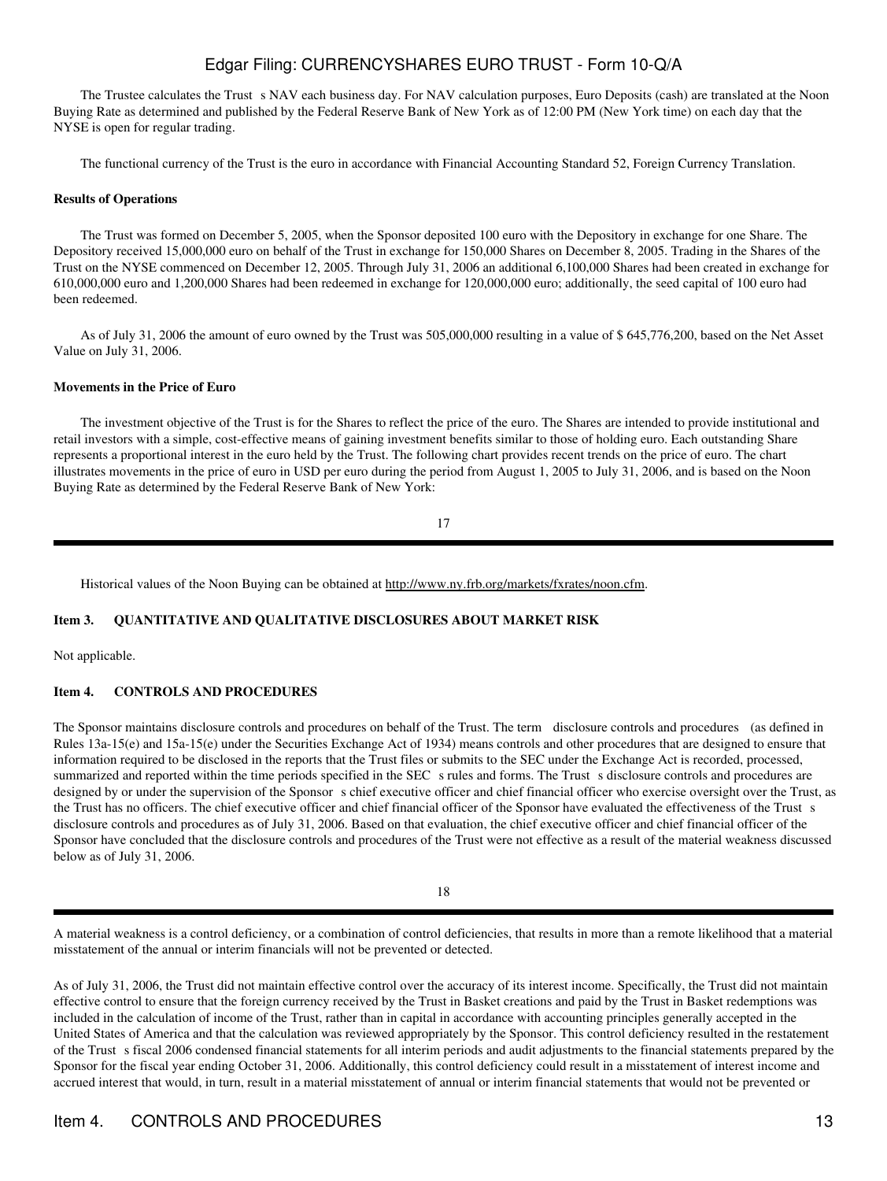The Trustee calculates the Trust s NAV each business day. For NAV calculation purposes, Euro Deposits (cash) are translated at the Noon Buying Rate as determined and published by the Federal Reserve Bank of New York as of 12:00 PM (New York time) on each day that the NYSE is open for regular trading.

The functional currency of the Trust is the euro in accordance with Financial Accounting Standard 52, Foreign Currency Translation.

**Results of Operations**

The Trust was formed on December 5, 2005, when the Sponsor deposited 100 euro with the Depository in exchange for one Share. The Depository received 15,000,000 euro on behalf of the Trust in exchange for 150,000 Shares on December 8, 2005. Trading in the Shares of the Trust on the NYSE commenced on December 12, 2005. Through July 31, 2006 an additional 6,100,000 Shares had been created in exchange for 610,000,000 euro and 1,200,000 Shares had been redeemed in exchange for 120,000,000 euro; additionally, the seed capital of 100 euro had been redeemed.

As of July 31, 2006 the amount of euro owned by the Trust was 505,000,000 resulting in a value of $ 645,776,200, based on the Net Asset Value on July 31, 2006.

**Movements in the Price of Euro**

The investment objective of the Trust is for the Shares to reflect the price of the euro. The Shares are intended to provide institutional and retail investors with a simple, cost-effective means of gaining investment benefits similar to those of holding euro. Each outstanding Share represents a proportional interest in the euro held by the Trust. The following chart provides recent trends on the price of euro. The chart illustrates movements in the price of euro in USD per euro during the period from August 1, 2005 to July 31, 2006, and is based on the Noon Buying Rate as determined by the Federal Reserve Bank of New York:

Historical values of the Noon Buying can be obtained at http://www.ny.frb.org/markets/fxrates/noon.cfm.

**Item 3. QUANTITATIVE AND QUALITATIVE DISCLOSURES ABOUT MARKET RISK**

Not applicable.

**Item 4. CONTROLS AND PROCEDURES**

The Sponsor maintains disclosure controls and procedures on behalf of the Trust. The term disclosure controls and procedures (as defined in Rules 13a-15(e) and 15a-15(e) under the Securities Exchange Act of 1934) means controls and other procedures that are designed to ensure that information required to be disclosed in the reports that the Trust files or submits to the SEC under the Exchange Act is recorded, processed, summarized and reported within the time periods specified in the SEC s rules and forms. The Trust s disclosure controls and procedures are designed by or under the supervision of the Sponsor s chief executive officer and chief financial officer who exercise oversight over the Trust, as the Trust has no officers. The chief executive officer and chief financial officer of the Sponsor have evaluated the effectiveness of the Trust s disclosure controls and procedures as of July 31, 2006. Based on that evaluation, the chief executive officer and chief financial officer of the Sponsor have concluded that the disclosure controls and procedures of the Trust were not effective as a result of the material weakness discussed below as of July 31, 2006.

A material weakness is a control deficiency, or a combination of control deficiencies, that results in more than a remote likelihood that a material misstatement of the annual or interim financials will not be prevented or detected.

As of July 31, 2006, the Trust did not maintain effective control over the accuracy of its interest income. Specifically, the Trust did not maintain effective control to ensure that the foreign currency received by the Trust in Basket creations and paid by the Trust in Basket redemptions was included in the calculation of income of the Trust, rather than in capital in accordance with accounting principles generally accepted in the United States of America and that the calculation was reviewed appropriately by the Sponsor. This control deficiency resulted in the restatement of the Trust s fiscal 2006 condensed financial statements for all interim periods and audit adjustments to the financial statements prepared by the Sponsor for the fiscal year ending October 31, 2006. Additionally, this control deficiency could result in a misstatement of interest income and accrued interest that would, in turn, result in a material misstatement of annual or interim financial statements that would not be prevented or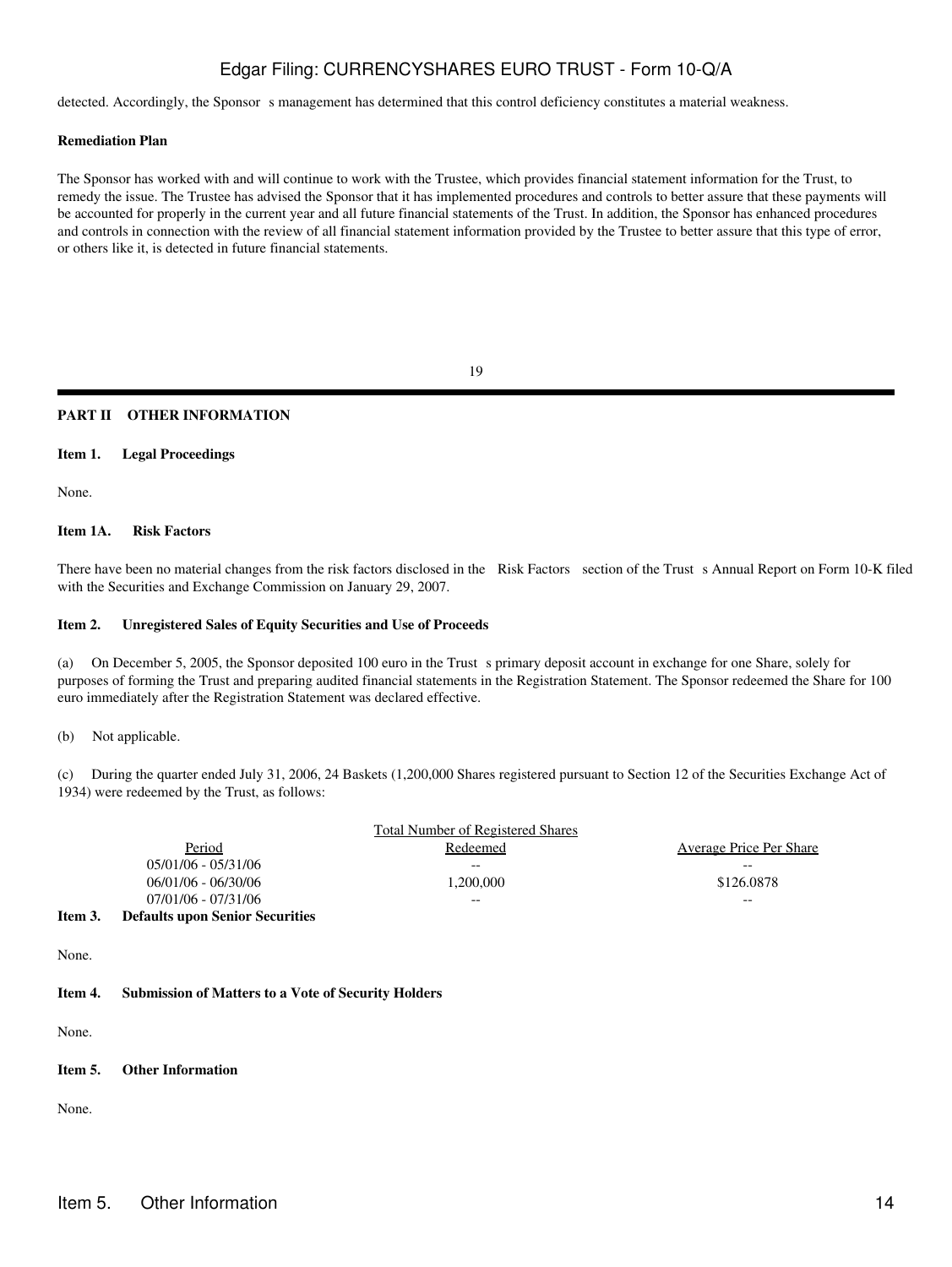detected. Accordingly, the Sponsor s management has determined that this control deficiency constitutes a material weakness.

**Remediation Plan**

The Sponsor has worked with and will continue to work with the Trustee, which provides financial statement information for the Trust, to remedy the issue. The Trustee has advised the Sponsor that it has implemented procedures and controls to better assure that these payments will be accounted for properly in the current year and all future financial statements of the Trust. In addition, the Sponsor has enhanced procedures and controls in connection with the review of all financial statement information provided by the Trustee to better assure that this type of error, or others like it, is detected in future financial statements.

## PART II OTHER INFORMATION

### Item 1. Legal Proceedings

None.

### Item 1A. Risk Factors

There have been no material changes from the risk factors disclosed in the Risk Factors section of the Trust s Annual Report on Form 10-K filed with the Securities and Exchange Commission on January 29, 2007.

### Item 2. Unregistered Sales of Equity Securities and Use of Proceeds

(a) On December 5, 2005, the Sponsor deposited 100 euro in the Trust s primary deposit account in exchange for one Share, solely for purposes of forming the Trust and preparing audited financial statements in the Registration Statement. The Sponsor redeemed the Share for 100 euro immediately after the Registration Statement was declared effective.

(b) Not applicable.

(c) During the quarter ended July 31, 2006, 24 Baskets (1,200,000 Shares registered pursuant to Section 12 of the Securities Exchange Act of 1934) were redeemed by the Trust, as follows:

| Period | Total Number of Registered Shares Redeemed | Average Price Per Share |
|---|---|---|
| 05/01/06 - 05/31/06 | -- | -- |
| 06/01/06 - 06/30/06 | 1,200,000 | $126.0878 |
| 07/01/06 - 07/31/06 | -- | -- |

### Item 3. Defaults upon Senior Securities

None.

### Item 4. Submission of Matters to a Vote of Security Holders

None.

### Item 5. Other Information

None.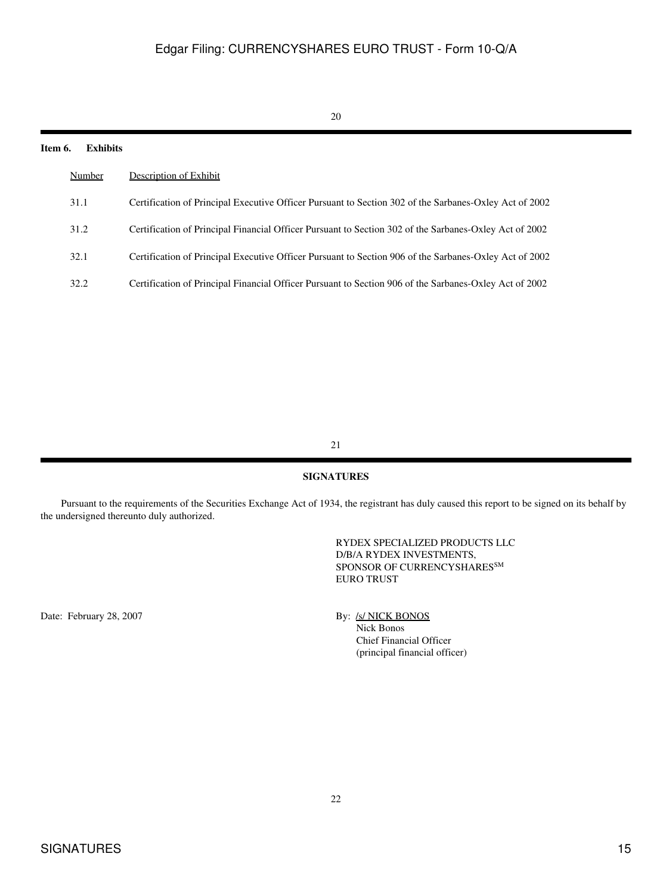## Item 6. Exhibits

| Number | Description of Exhibit |
|---|---|
| 31.1 | Certification of Principal Executive Officer Pursuant to Section 302 of the Sarbanes-Oxley Act of 2002 |
| 31.2 | Certification of Principal Financial Officer Pursuant to Section 302 of the Sarbanes-Oxley Act of 2002 |
| 32.1 | Certification of Principal Executive Officer Pursuant to Section 906 of the Sarbanes-Oxley Act of 2002 |
| 32.2 | Certification of Principal Financial Officer Pursuant to Section 906 of the Sarbanes-Oxley Act of 2002 |

## SIGNATURES

Pursuant to the requirements of the Securities Exchange Act of 1934, the registrant has duly caused this report to be signed on its behalf by the undersigned thereunto duly authorized.

RYDEX SPECIALIZED PRODUCTS LLC
D/B/A RYDEX INVESTMENTS,
SPONSOR OF CURRENCYSHARES[SM]
EURO TRUST

Date: February 28, 2007

By: /s/ NICK BONOS
Nick Bonos
Chief Financial Officer
(principal financial officer)